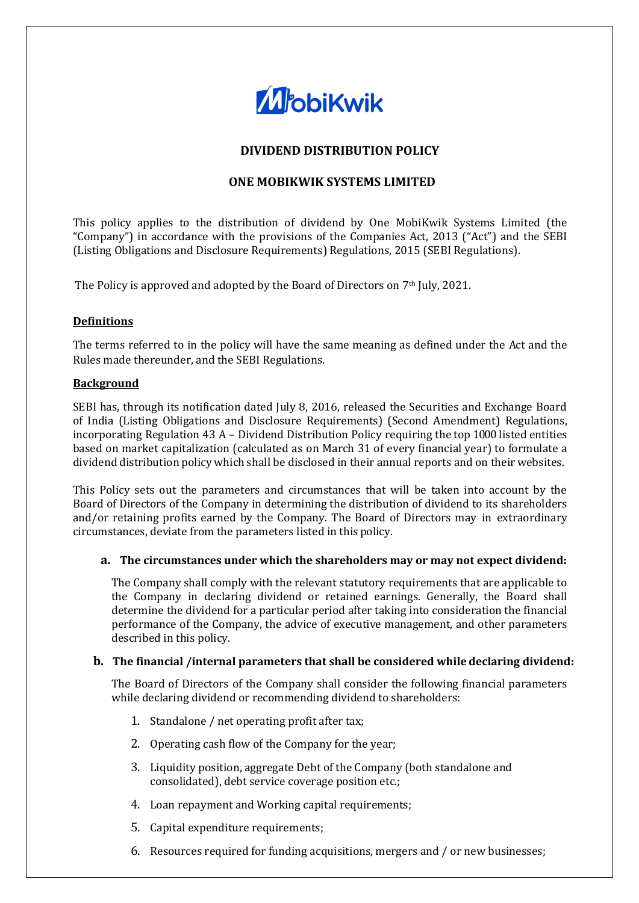# DIVIDEND DISTRIBUTION POLICY

## ONE MOBIKWIK SYSTEMS LIMITED

This policy applies to the distribution of dividend by One MobiKwik Systems Limited (the "Company") in accordance with the provisions of the Companies Act, 2013 ("Act") and the SEBI (Listing Obligations and Disclosure Requirements) Regulations, 2015 (SEBI Regulations).

The Policy is approved and adopted by the Board of Directors on 7th July, 2021.

### Definitions

The terms referred to in the policy will have the same meaning as defined under the Act and the Rules made thereunder, and the SEBI Regulations.

### Background

SEBI has, through its notification dated July 8, 2016, released the Securities and Exchange Board of India (Listing Obligations and Disclosure Requirements) (Second Amendment) Regulations, incorporating Regulation 43 A – Dividend Distribution Policy requiring the top 1000 listed entities based on market capitalization (calculated as on March 31 of every financial year) to formulate a dividend distribution policy which shall be disclosed in their annual reports and on their websites.

This Policy sets out the parameters and circumstances that will be taken into account by the Board of Directors of the Company in determining the distribution of dividend to its shareholders and/or retaining profits earned by the Company. The Board of Directors may in extraordinary circumstances, deviate from the parameters listed in this policy.

**a. The circumstances under which the shareholders may or may not expect dividend:**

The Company shall comply with the relevant statutory requirements that are applicable to the Company in declaring dividend or retained earnings. Generally, the Board shall determine the dividend for a particular period after taking into consideration the financial performance of the Company, the advice of executive management, and other parameters described in this policy.

**b. The financial /internal parameters that shall be considered while declaring dividend:**

The Board of Directors of the Company shall consider the following financial parameters while declaring dividend or recommending dividend to shareholders:

1. Standalone / net operating profit after tax;
2. Operating cash flow of the Company for the year;
3. Liquidity position, aggregate Debt of the Company (both standalone and consolidated), debt service coverage position etc.;
4. Loan repayment and Working capital requirements;
5. Capital expenditure requirements;
6. Resources required for funding acquisitions, mergers and / or new businesses;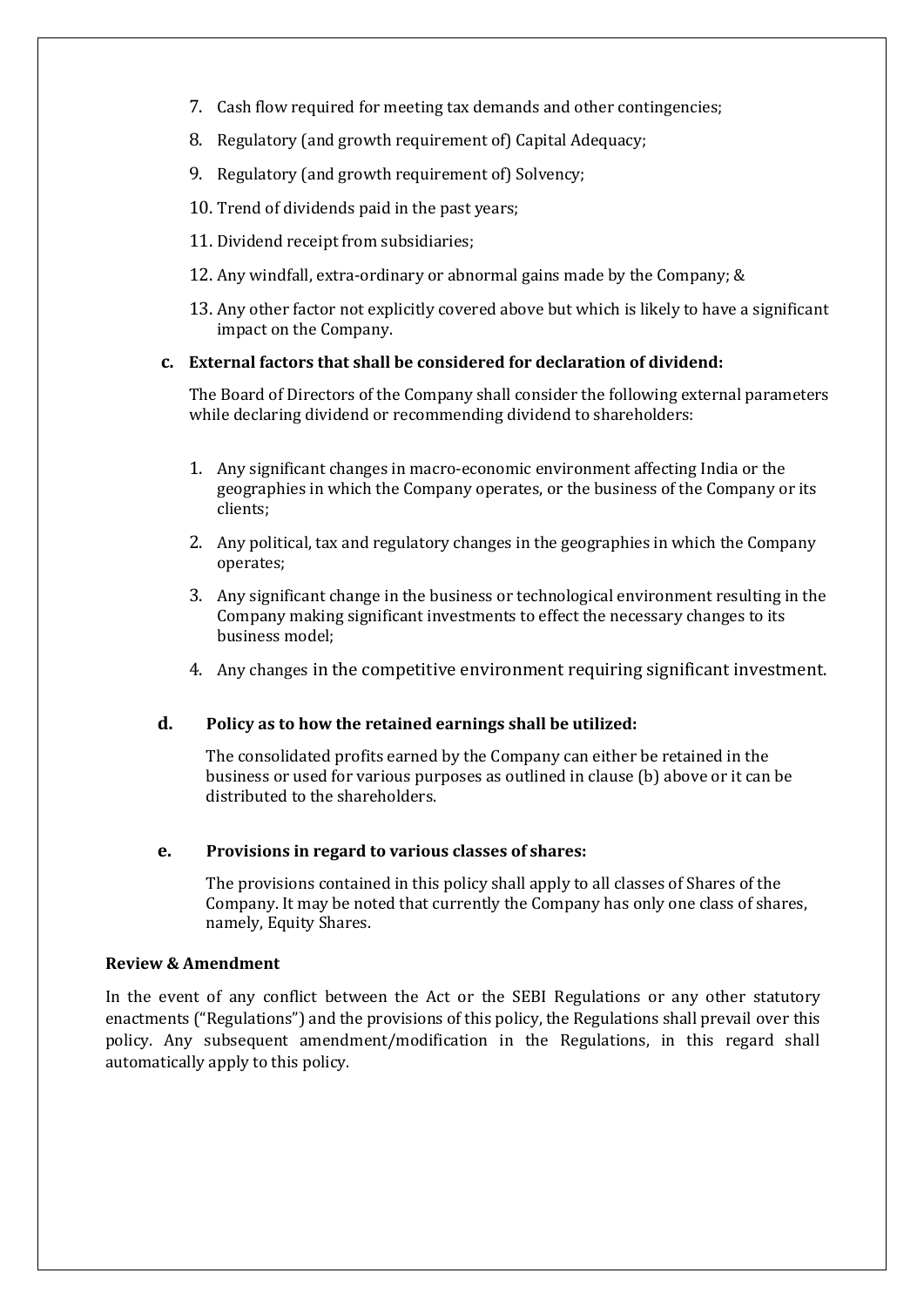7. Cash flow required for meeting tax demands and other contingencies;
8. Regulatory (and growth requirement of) Capital Adequacy;
9. Regulatory (and growth requirement of) Solvency;
10. Trend of dividends paid in the past years;
11. Dividend receipt from subsidiaries;
12. Any windfall, extra-ordinary or abnormal gains made by the Company; &
13. Any other factor not explicitly covered above but which is likely to have a significant impact on the Company.

**c. External factors that shall be considered for declaration of dividend:**

The Board of Directors of the Company shall consider the following external parameters while declaring dividend or recommending dividend to shareholders:

1. Any significant changes in macro-economic environment affecting India or the geographies in which the Company operates, or the business of the Company or its clients;
2. Any political, tax and regulatory changes in the geographies in which the Company operates;
3. Any significant change in the business or technological environment resulting in the Company making significant investments to effect the necessary changes to its business model;
4. Any changes in the competitive environment requiring significant investment.

**d. Policy as to how the retained earnings shall be utilized:**

The consolidated profits earned by the Company can either be retained in the business or used for various purposes as outlined in clause (b) above or it can be distributed to the shareholders.

**e. Provisions in regard to various classes of shares:**

The provisions contained in this policy shall apply to all classes of Shares of the Company. It may be noted that currently the Company has only one class of shares, namely, Equity Shares.

**Review & Amendment**

In the event of any conflict between the Act or the SEBI Regulations or any other statutory enactments ("Regulations") and the provisions of this policy, the Regulations shall prevail over this policy. Any subsequent amendment/modification in the Regulations, in this regard shall automatically apply to this policy.